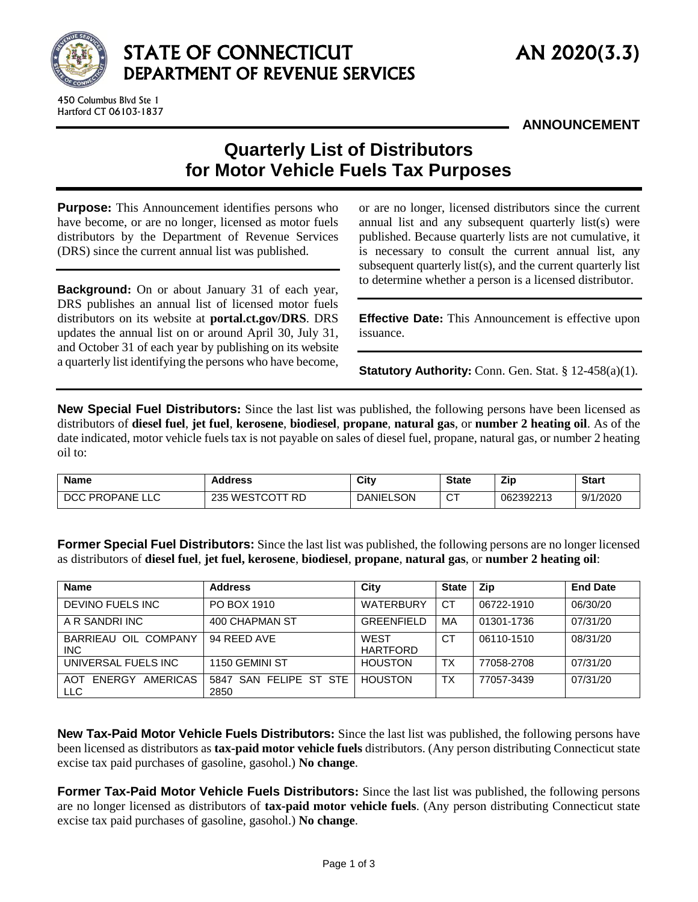# STATE OF CONNECTICUT DEPARTMENT OF REVENUE SERVICES

**AN 2020(3.3)**

450 Columbus Blvd Ste 1
Hartford CT 06103-1837

**ANNOUNCEMENT**

## Quarterly List of Distributors for Motor Vehicle Fuels Tax Purposes

**Purpose:** This Announcement identifies persons who have become, or are no longer, licensed as motor fuels distributors by the Department of Revenue Services (DRS) since the current annual list was published.

**Background:** On or about January 31 of each year, DRS publishes an annual list of licensed motor fuels distributors on its website at **portal.ct.gov/DRS**. DRS updates the annual list on or around April 30, July 31, and October 31 of each year by publishing on its website a quarterly list identifying the persons who have become, or are no longer, licensed distributors since the current annual list and any subsequent quarterly list(s) were published. Because quarterly lists are not cumulative, it is necessary to consult the current annual list, any subsequent quarterly list(s), and the current quarterly list to determine whether a person is a licensed distributor.

**Effective Date:** This Announcement is effective upon issuance.

**Statutory Authority:** Conn. Gen. Stat. § 12-458(a)(1).

**New Special Fuel Distributors:** Since the last list was published, the following persons have been licensed as distributors of **diesel fuel**, **jet fuel**, **kerosene**, **biodiesel**, **propane**, **natural gas**, or **number 2 heating oil**. As of the date indicated, motor vehicle fuels tax is not payable on sales of diesel fuel, propane, natural gas, or number 2 heating oil to:

| Name | Address | City | State | Zip | Start |
|---|---|---|---|---|---|
| DCC PROPANE LLC | 235 WESTCOTT RD | DANIELSON | CT | 062392213 | 9/1/2020 |

**Former Special Fuel Distributors:** Since the last list was published, the following persons are no longer licensed as distributors of **diesel fuel**, **jet fuel, kerosene**, **biodiesel**, **propane**, **natural gas**, or **number 2 heating oil**:

| Name | Address | City | State | Zip | End Date |
|---|---|---|---|---|---|
| DEVINO FUELS INC | PO BOX 1910 | WATERBURY | CT | 06722-1910 | 06/30/20 |
| A R SANDRI INC | 400 CHAPMAN ST | GREENFIELD | MA | 01301-1736 | 07/31/20 |
| BARRIEAU OIL COMPANY INC | 94 REED AVE | WEST HARTFORD | CT | 06110-1510 | 08/31/20 |
| UNIVERSAL FUELS INC | 1150 GEMINI ST | HOUSTON | TX | 77058-2708 | 07/31/20 |
| AOT ENERGY AMERICAS LLC | 5847 SAN FELIPE ST STE 2850 | HOUSTON | TX | 77057-3439 | 07/31/20 |

**New Tax-Paid Motor Vehicle Fuels Distributors:** Since the last list was published, the following persons have been licensed as distributors as **tax-paid motor vehicle fuels** distributors. (Any person distributing Connecticut state excise tax paid purchases of gasoline, gasohol.) **No change**.

**Former Tax-Paid Motor Vehicle Fuels Distributors:** Since the last list was published, the following persons are no longer licensed as distributors of **tax-paid motor vehicle fuels**. (Any person distributing Connecticut state excise tax paid purchases of gasoline, gasohol.) **No change**.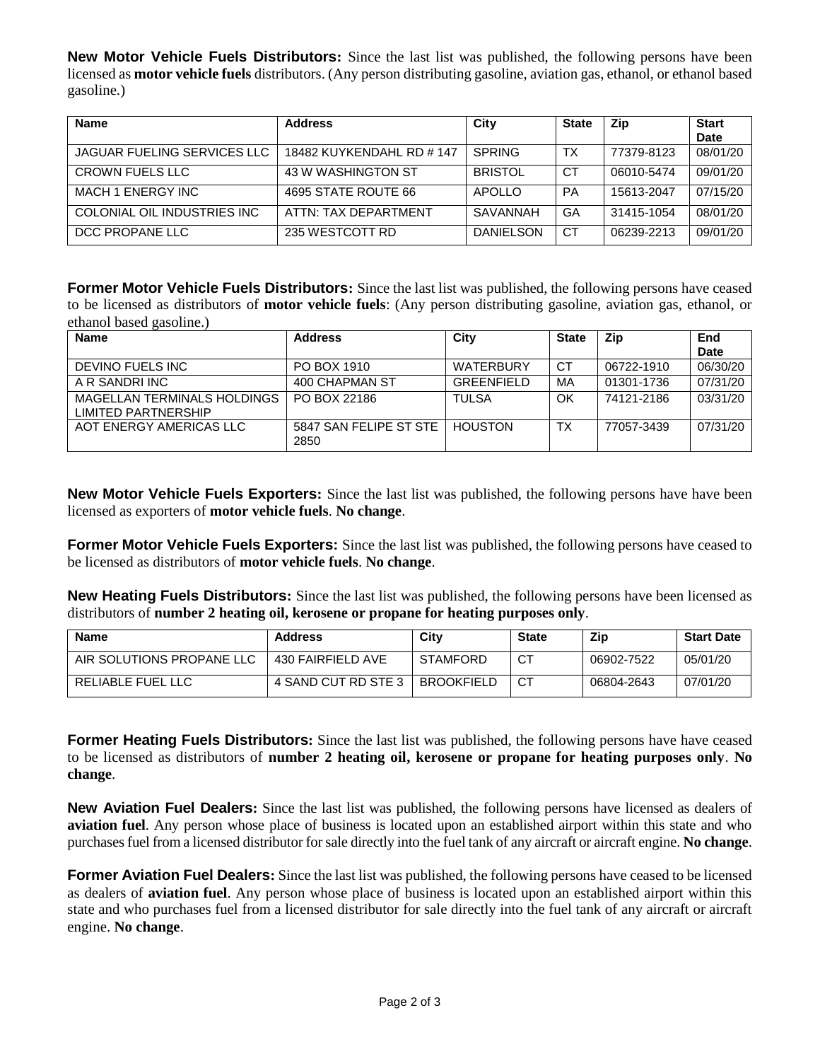**New Motor Vehicle Fuels Distributors:** Since the last list was published, the following persons have been licensed as **motor vehicle fuels** distributors. (Any person distributing gasoline, aviation gas, ethanol, or ethanol based gasoline.)

| Name | Address | City | State | Zip | Start Date |
|---|---|---|---|---|---|
| JAGUAR FUELING SERVICES LLC | 18482 KUYKENDAHL RD # 147 | SPRING | TX | 77379-8123 | 08/01/20 |
| CROWN FUELS LLC | 43 W WASHINGTON ST | BRISTOL | CT | 06010-5474 | 09/01/20 |
| MACH 1 ENERGY INC | 4695 STATE ROUTE 66 | APOLLO | PA | 15613-2047 | 07/15/20 |
| COLONIAL OIL INDUSTRIES INC | ATTN: TAX DEPARTMENT | SAVANNAH | GA | 31415-1054 | 08/01/20 |
| DCC PROPANE LLC | 235 WESTCOTT RD | DANIELSON | CT | 06239-2213 | 09/01/20 |

**Former Motor Vehicle Fuels Distributors:** Since the last list was published, the following persons have ceased to be licensed as distributors of **motor vehicle fuels**: (Any person distributing gasoline, aviation gas, ethanol, or ethanol based gasoline.)

| Name | Address | City | State | Zip | End Date |
|---|---|---|---|---|---|
| DEVINO FUELS INC | PO BOX 1910 | WATERBURY | CT | 06722-1910 | 06/30/20 |
| A R SANDRI INC | 400 CHAPMAN ST | GREENFIELD | MA | 01301-1736 | 07/31/20 |
| MAGELLAN TERMINALS HOLDINGS LIMITED PARTNERSHIP | PO BOX 22186 | TULSA | OK | 74121-2186 | 03/31/20 |
| AOT ENERGY AMERICAS LLC | 5847 SAN FELIPE ST STE 2850 | HOUSTON | TX | 77057-3439 | 07/31/20 |

**New Motor Vehicle Fuels Exporters:** Since the last list was published, the following persons have have been licensed as exporters of **motor vehicle fuels**. **No change**.

**Former Motor Vehicle Fuels Exporters:** Since the last list was published, the following persons have ceased to be licensed as distributors of **motor vehicle fuels**. **No change**.

**New Heating Fuels Distributors:** Since the last list was published, the following persons have been licensed as distributors of **number 2 heating oil, kerosene or propane for heating purposes only**.

| Name | Address | City | State | Zip | Start Date |
|---|---|---|---|---|---|
| AIR SOLUTIONS PROPANE LLC | 430 FAIRFIELD AVE | STAMFORD | CT | 06902-7522 | 05/01/20 |
| RELIABLE FUEL LLC | 4 SAND CUT RD STE 3 | BROOKFIELD | CT | 06804-2643 | 07/01/20 |

**Former Heating Fuels Distributors:** Since the last list was published, the following persons have have ceased to be licensed as distributors of **number 2 heating oil, kerosene or propane for heating purposes only**. **No change**.

**New Aviation Fuel Dealers:** Since the last list was published, the following persons have licensed as dealers of **aviation fuel**. Any person whose place of business is located upon an established airport within this state and who purchases fuel from a licensed distributor for sale directly into the fuel tank of any aircraft or aircraft engine. **No change**.

**Former Aviation Fuel Dealers:** Since the last list was published, the following persons have ceased to be licensed as dealers of **aviation fuel**. Any person whose place of business is located upon an established airport within this state and who purchases fuel from a licensed distributor for sale directly into the fuel tank of any aircraft or aircraft engine. **No change**.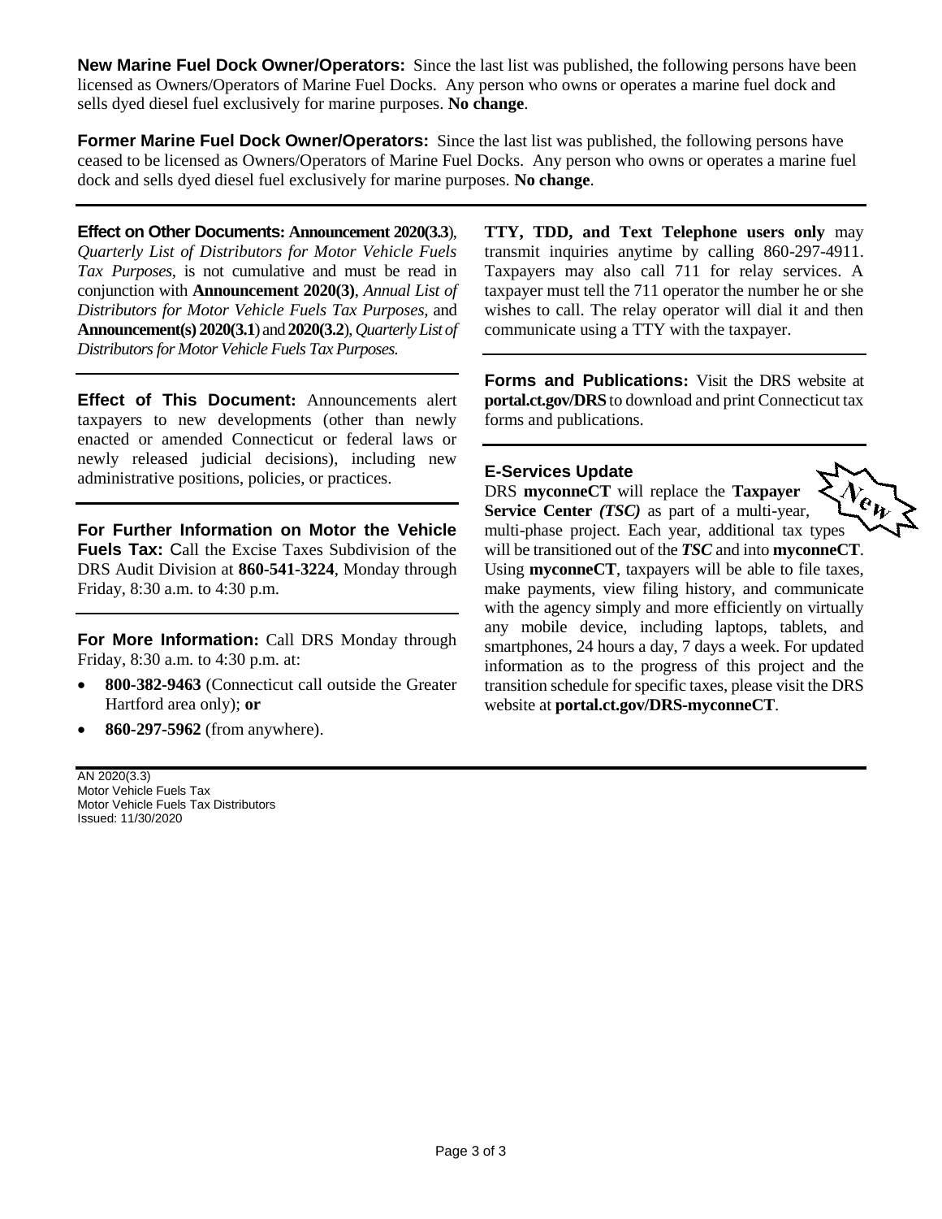**New Marine Fuel Dock Owner/Operators:** Since the last list was published, the following persons have been licensed as Owners/Operators of Marine Fuel Docks. Any person who owns or operates a marine fuel dock and sells dyed diesel fuel exclusively for marine purposes. **No change**.

**Former Marine Fuel Dock Owner/Operators:** Since the last list was published, the following persons have ceased to be licensed as Owners/Operators of Marine Fuel Docks. Any person who owns or operates a marine fuel dock and sells dyed diesel fuel exclusively for marine purposes. **No change**.

**Effect on Other Documents: Announcement 2020(3.3)**, *Quarterly List of Distributors for Motor Vehicle Fuels Tax Purposes*, is not cumulative and must be read in conjunction with **Announcement 2020(3)**, *Annual List of Distributors for Motor Vehicle Fuels Tax Purposes,* and **Announcement(s) 2020(3.1)** and **2020(3.2)**, *Quarterly List of Distributors for Motor Vehicle Fuels Tax Purposes.*

**Effect of This Document:** Announcements alert taxpayers to new developments (other than newly enacted or amended Connecticut or federal laws or newly released judicial decisions), including new administrative positions, policies, or practices.

**For Further Information on Motor the Vehicle Fuels Tax:** Call the Excise Taxes Subdivision of the DRS Audit Division at **860-541-3224**, Monday through Friday, 8:30 a.m. to 4:30 p.m.

**For More Information:** Call DRS Monday through Friday, 8:30 a.m. to 4:30 p.m. at:

- **800-382-9463** (Connecticut call outside the Greater Hartford area only); **or**
- **860-297-5962** (from anywhere).

**TTY, TDD, and Text Telephone users only** may transmit inquiries anytime by calling 860-297-4911. Taxpayers may also call 711 for relay services. A taxpayer must tell the 711 operator the number he or she wishes to call. The relay operator will dial it and then communicate using a TTY with the taxpayer.

**Forms and Publications:** Visit the DRS website at **portal.ct.gov/DRS** to download and print Connecticut tax forms and publications.

**E-Services Update**

New

DRS **myconneCT** will replace the **Taxpayer Service Center *(TSC)*** as part of a multi-year, multi-phase project. Each year, additional tax types will be transitioned out of the ***TSC*** and into **myconneCT**. Using **myconneCT**, taxpayers will be able to file taxes, make payments, view filing history, and communicate with the agency simply and more efficiently on virtually any mobile device, including laptops, tablets, and smartphones, 24 hours a day, 7 days a week. For updated information as to the progress of this project and the transition schedule for specific taxes, please visit the DRS website at **portal.ct.gov/DRS-myconneCT**.

AN 2020(3.3)
Motor Vehicle Fuels Tax
Motor Vehicle Fuels Tax Distributors
Issued: 11/30/2020